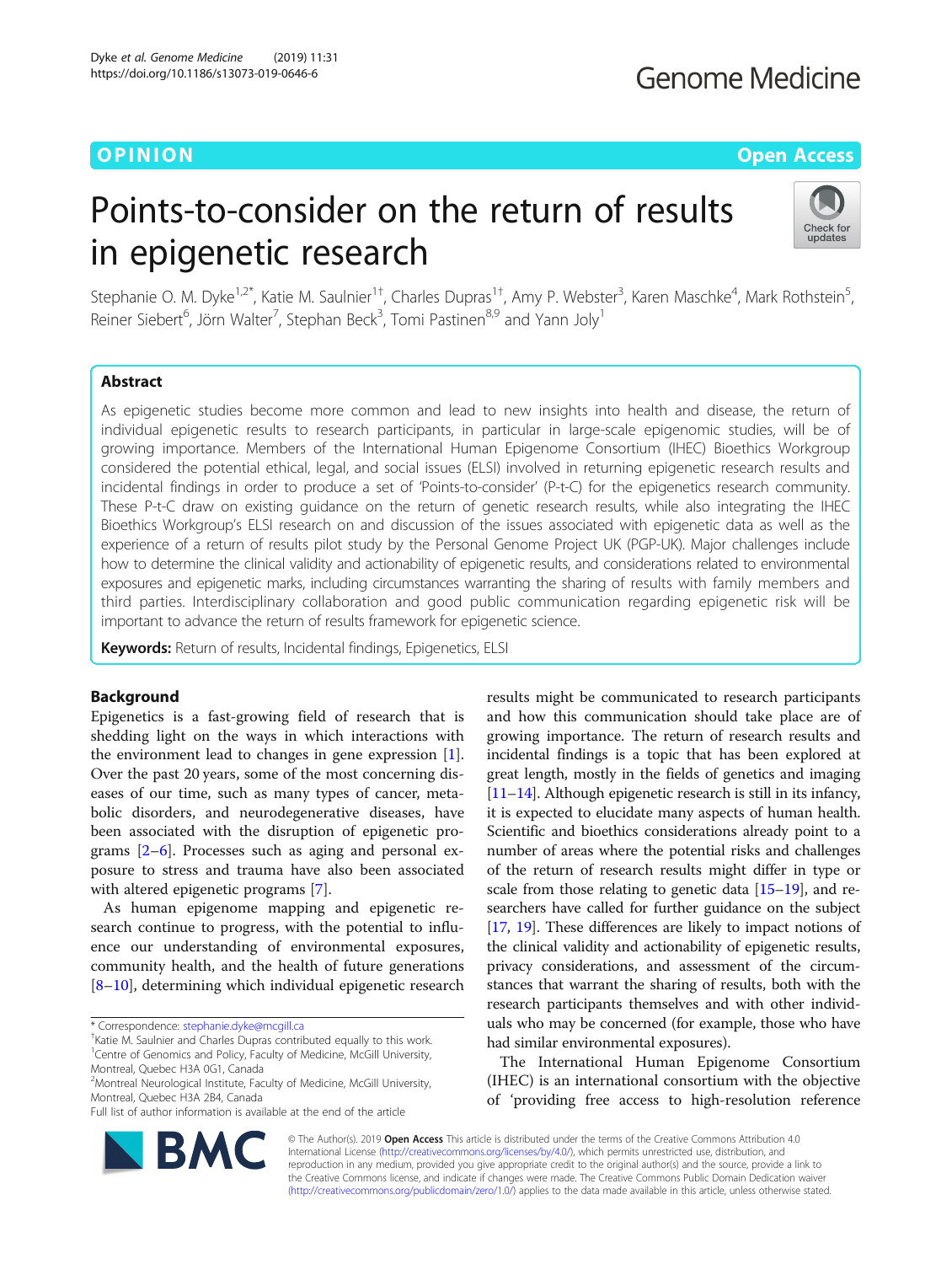# Points-to-consider on the return of results in epigenetic research

Stephanie O. M. Dyke[1,2*], Katie M. Saulnier[1†], Charles Dupras[1†], Amy P. Webster[3], Karen Maschke[4], Mark Rothstein[5], Reiner Siebert[6], Jörn Walter[7], Stephan Beck[3], Tomi Pastinen[8,9] and Yann Joly[1]

## Abstract

As epigenetic studies become more common and lead to new insights into health and disease, the return of individual epigenetic results to research participants, in particular in large-scale epigenomic studies, will be of growing importance. Members of the International Human Epigenome Consortium (IHEC) Bioethics Workgroup considered the potential ethical, legal, and social issues (ELSI) involved in returning epigenetic research results and incidental findings in order to produce a set of 'Points-to-consider' (P-t-C) for the epigenetics research community. These P-t-C draw on existing guidance on the return of genetic research results, while also integrating the IHEC Bioethics Workgroup's ELSI research on and discussion of the issues associated with epigenetic data as well as the experience of a return of results pilot study by the Personal Genome Project UK (PGP-UK). Major challenges include how to determine the clinical validity and actionability of epigenetic results, and considerations related to environmental exposures and epigenetic marks, including circumstances warranting the sharing of results with family members and third parties. Interdisciplinary collaboration and good public communication regarding epigenetic risk will be important to advance the return of results framework for epigenetic science.

**Keywords:** Return of results, Incidental findings, Epigenetics, ELSI

## Background

Epigenetics is a fast-growing field of research that is shedding light on the ways in which interactions with the environment lead to changes in gene expression [1]. Over the past 20 years, some of the most concerning diseases of our time, such as many types of cancer, metabolic disorders, and neurodegenerative diseases, have been associated with the disruption of epigenetic programs [2–6]. Processes such as aging and personal exposure to stress and trauma have also been associated with altered epigenetic programs [7].

As human epigenome mapping and epigenetic research continue to progress, with the potential to influence our understanding of environmental exposures, community health, and the health of future generations [8–10], determining which individual epigenetic research results might be communicated to research participants and how this communication should take place are of growing importance. The return of research results and incidental findings is a topic that has been explored at great length, mostly in the fields of genetics and imaging [11–14]. Although epigenetic research is still in its infancy, it is expected to elucidate many aspects of human health. Scientific and bioethics considerations already point to a number of areas where the potential risks and challenges of the return of research results might differ in type or scale from those relating to genetic data [15–19], and researchers have called for further guidance on the subject [17, 19]. These differences are likely to impact notions of the clinical validity and actionability of epigenetic results, privacy considerations, and assessment of the circumstances that warrant the sharing of results, both with the research participants themselves and with other individuals who may be concerned (for example, those who have had similar environmental exposures).

The International Human Epigenome Consortium (IHEC) is an international consortium with the objective of 'providing free access to high-resolution reference

\* Correspondence: stephanie.dyke@mcgill.ca
†Katie M. Saulnier and Charles Dupras contributed equally to this work.
[1]Centre of Genomics and Policy, Faculty of Medicine, McGill University, Montreal, Quebec H3A 0G1, Canada
[2]Montreal Neurological Institute, Faculty of Medicine, McGill University, Montreal, Quebec H3A 2B4, Canada
Full list of author information is available at the end of the article

© The Author(s). 2019 **Open Access** This article is distributed under the terms of the Creative Commons Attribution 4.0 International License (http://creativecommons.org/licenses/by/4.0/), which permits unrestricted use, distribution, and reproduction in any medium, provided you give appropriate credit to the original author(s) and the source, provide a link to the Creative Commons license, and indicate if changes were made. The Creative Commons Public Domain Dedication waiver (http://creativecommons.org/publicdomain/zero/1.0/) applies to the data made available in this article, unless otherwise stated.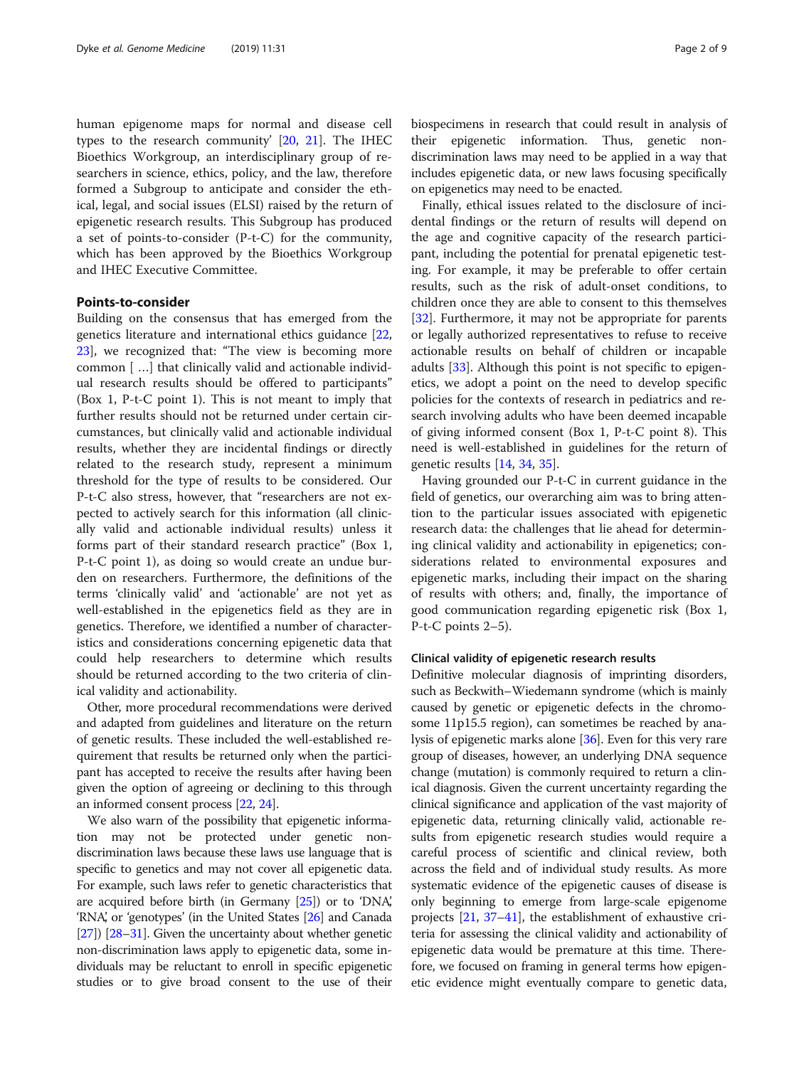human epigenome maps for normal and disease cell types to the research community' [20, 21]. The IHEC Bioethics Workgroup, an interdisciplinary group of researchers in science, ethics, policy, and the law, therefore formed a Subgroup to anticipate and consider the ethical, legal, and social issues (ELSI) raised by the return of epigenetic research results. This Subgroup has produced a set of points-to-consider (P-t-C) for the community, which has been approved by the Bioethics Workgroup and IHEC Executive Committee.

## Points-to-consider

Building on the consensus that has emerged from the genetics literature and international ethics guidance [22, 23], we recognized that: "The view is becoming more common [ …] that clinically valid and actionable individual research results should be offered to participants" (Box 1, P-t-C point 1). This is not meant to imply that further results should not be returned under certain circumstances, but clinically valid and actionable individual results, whether they are incidental findings or directly related to the research study, represent a minimum threshold for the type of results to be considered. Our P-t-C also stress, however, that "researchers are not expected to actively search for this information (all clinically valid and actionable individual results) unless it forms part of their standard research practice" (Box 1, P-t-C point 1), as doing so would create an undue burden on researchers. Furthermore, the definitions of the terms 'clinically valid' and 'actionable' are not yet as well-established in the epigenetics field as they are in genetics. Therefore, we identified a number of characteristics and considerations concerning epigenetic data that could help researchers to determine which results should be returned according to the two criteria of clinical validity and actionability.

Other, more procedural recommendations were derived and adapted from guidelines and literature on the return of genetic results. These included the well-established requirement that results be returned only when the participant has accepted to receive the results after having been given the option of agreeing or declining to this through an informed consent process [22, 24].

We also warn of the possibility that epigenetic information may not be protected under genetic non-discrimination laws because these laws use language that is specific to genetics and may not cover all epigenetic data. For example, such laws refer to genetic characteristics that are acquired before birth (in Germany [25]) or to 'DNA', 'RNA', or 'genotypes' (in the United States [26] and Canada [27]) [28–31]. Given the uncertainty about whether genetic non-discrimination laws apply to epigenetic data, some individuals may be reluctant to enroll in specific epigenetic studies or to give broad consent to the use of their biospecimens in research that could result in analysis of their epigenetic information. Thus, genetic non-discrimination laws may need to be applied in a way that includes epigenetic data, or new laws focusing specifically on epigenetics may need to be enacted.

Finally, ethical issues related to the disclosure of incidental findings or the return of results will depend on the age and cognitive capacity of the research participant, including the potential for prenatal epigenetic testing. For example, it may be preferable to offer certain results, such as the risk of adult-onset conditions, to children once they are able to consent to this themselves [32]. Furthermore, it may not be appropriate for parents or legally authorized representatives to refuse to receive actionable results on behalf of children or incapable adults [33]. Although this point is not specific to epigenetics, we adopt a point on the need to develop specific policies for the contexts of research in pediatrics and research involving adults who have been deemed incapable of giving informed consent (Box 1, P-t-C point 8). This need is well-established in guidelines for the return of genetic results [14, 34, 35].

Having grounded our P-t-C in current guidance in the field of genetics, our overarching aim was to bring attention to the particular issues associated with epigenetic research data: the challenges that lie ahead for determining clinical validity and actionability in epigenetics; considerations related to environmental exposures and epigenetic marks, including their impact on the sharing of results with others; and, finally, the importance of good communication regarding epigenetic risk (Box 1, P-t-C points 2–5).

### Clinical validity of epigenetic research results

Definitive molecular diagnosis of imprinting disorders, such as Beckwith–Wiedemann syndrome (which is mainly caused by genetic or epigenetic defects in the chromosome 11p15.5 region), can sometimes be reached by analysis of epigenetic marks alone [36]. Even for this very rare group of diseases, however, an underlying DNA sequence change (mutation) is commonly required to return a clinical diagnosis. Given the current uncertainty regarding the clinical significance and application of the vast majority of epigenetic data, returning clinically valid, actionable results from epigenetic research studies would require a careful process of scientific and clinical review, both across the field and of individual study results. As more systematic evidence of the epigenetic causes of disease is only beginning to emerge from large-scale epigenome projects [21, 37–41], the establishment of exhaustive criteria for assessing the clinical validity and actionability of epigenetic data would be premature at this time. Therefore, we focused on framing in general terms how epigenetic evidence might eventually compare to genetic data,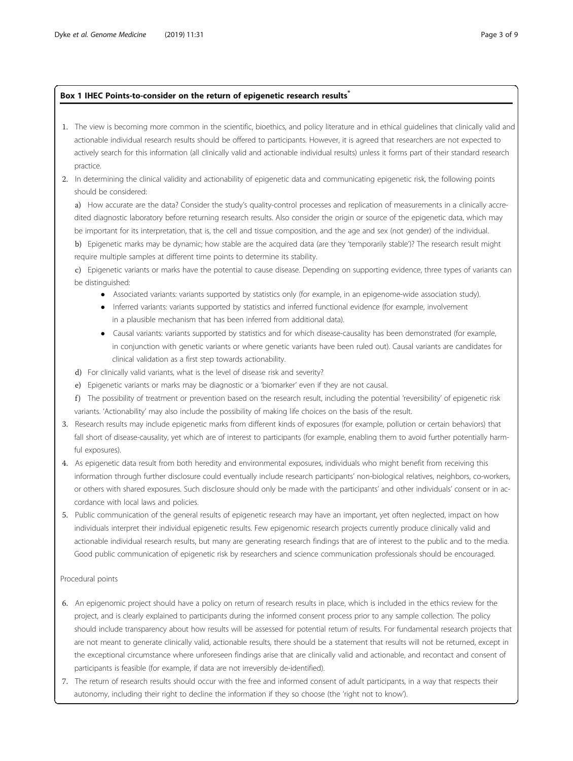### Box 1 IHEC Points-to-consider on the return of epigenetic research results*

1. The view is becoming more common in the scientific, bioethics, and policy literature and in ethical guidelines that clinically valid and actionable individual research results should be offered to participants. However, it is agreed that researchers are not expected to actively search for this information (all clinically valid and actionable individual results) unless it forms part of their standard research practice.
2. In determining the clinical validity and actionability of epigenetic data and communicating epigenetic risk, the following points should be considered:

   a) How accurate are the data? Consider the study's quality-control processes and replication of measurements in a clinically accredited diagnostic laboratory before returning research results. Also consider the origin or source of the epigenetic data, which may be important for its interpretation, that is, the cell and tissue composition, and the age and sex (not gender) of the individual.

   b) Epigenetic marks may be dynamic; how stable are the acquired data (are they 'temporarily stable')? The research result might require multiple samples at different time points to determine its stability.

   c) Epigenetic variants or marks have the potential to cause disease. Depending on supporting evidence, three types of variants can be distinguished:

   - Associated variants: variants supported by statistics only (for example, in an epigenome-wide association study).
   - Inferred variants: variants supported by statistics and inferred functional evidence (for example, involvement in a plausible mechanism that has been inferred from additional data).
   - Causal variants: variants supported by statistics and for which disease-causality has been demonstrated (for example, in conjunction with genetic variants or where genetic variants have been ruled out). Causal variants are candidates for clinical validation as a first step towards actionability.

   d) For clinically valid variants, what is the level of disease risk and severity?

   e) Epigenetic variants or marks may be diagnostic or a 'biomarker' even if they are not causal.

   f) The possibility of treatment or prevention based on the research result, including the potential 'reversibility' of epigenetic risk variants. 'Actionability' may also include the possibility of making life choices on the basis of the result.
3. Research results may include epigenetic marks from different kinds of exposures (for example, pollution or certain behaviors) that fall short of disease-causality, yet which are of interest to participants (for example, enabling them to avoid further potentially harmful exposures).
4. As epigenetic data result from both heredity and environmental exposures, individuals who might benefit from receiving this information through further disclosure could eventually include research participants' non-biological relatives, neighbors, co-workers, or others with shared exposures. Such disclosure should only be made with the participants' and other individuals' consent or in accordance with local laws and policies.
5. Public communication of the general results of epigenetic research may have an important, yet often neglected, impact on how individuals interpret their individual epigenetic results. Few epigenomic research projects currently produce clinically valid and actionable individual research results, but many are generating research findings that are of interest to the public and to the media. Good public communication of epigenetic risk by researchers and science communication professionals should be encouraged.

Procedural points

6. An epigenomic project should have a policy on return of research results in place, which is included in the ethics review for the project, and is clearly explained to participants during the informed consent process prior to any sample collection. The policy should include transparency about how results will be assessed for potential return of results. For fundamental research projects that are not meant to generate clinically valid, actionable results, there should be a statement that results will not be returned, except in the exceptional circumstance where unforeseen findings arise that are clinically valid and actionable, and recontact and consent of participants is feasible (for example, if data are not irreversibly de-identified).
7. The return of research results should occur with the free and informed consent of adult participants, in a way that respects their autonomy, including their right to decline the information if they so choose (the 'right not to know').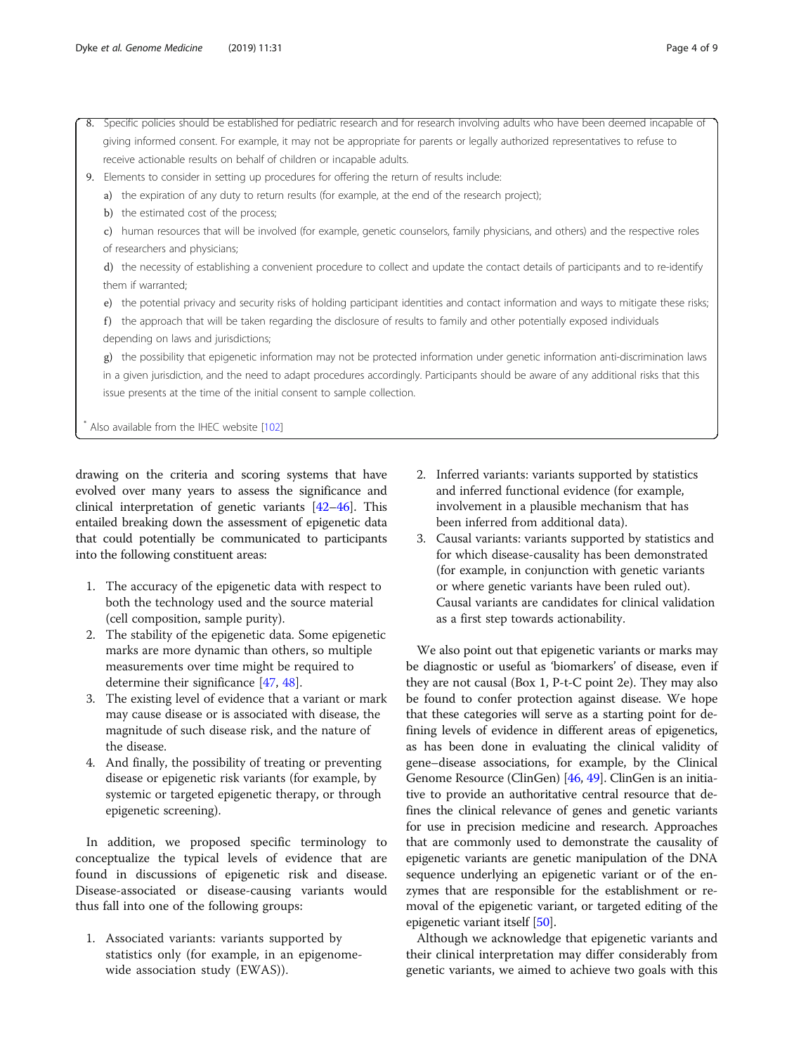8. Specific policies should be established for pediatric research and for research involving adults who have been deemed incapable of giving informed consent. For example, it may not be appropriate for parents or legally authorized representatives to refuse to receive actionable results on behalf of children or incapable adults.
9. Elements to consider in setting up procedures for offering the return of results include:
   a) the expiration of any duty to return results (for example, at the end of the research project);
   b) the estimated cost of the process;
   c) human resources that will be involved (for example, genetic counselors, family physicians, and others) and the respective roles of researchers and physicians;
   d) the necessity of establishing a convenient procedure to collect and update the contact details of participants and to re-identify them if warranted;
   e) the potential privacy and security risks of holding participant identities and contact information and ways to mitigate these risks;
   f) the approach that will be taken regarding the disclosure of results to family and other potentially exposed individuals depending on laws and jurisdictions;
   g) the possibility that epigenetic information may not be protected information under genetic information anti-discrimination laws in a given jurisdiction, and the need to adapt procedures accordingly. Participants should be aware of any additional risks that this issue presents at the time of the initial consent to sample collection.

[*] Also available from the IHEC website [102]

drawing on the criteria and scoring systems that have evolved over many years to assess the significance and clinical interpretation of genetic variants [42–46]. This entailed breaking down the assessment of epigenetic data that could potentially be communicated to participants into the following constituent areas:

1. The accuracy of the epigenetic data with respect to both the technology used and the source material (cell composition, sample purity).
2. The stability of the epigenetic data. Some epigenetic marks are more dynamic than others, so multiple measurements over time might be required to determine their significance [47, 48].
3. The existing level of evidence that a variant or mark may cause disease or is associated with disease, the magnitude of such disease risk, and the nature of the disease.
4. And finally, the possibility of treating or preventing disease or epigenetic risk variants (for example, by systemic or targeted epigenetic therapy, or through epigenetic screening).

In addition, we proposed specific terminology to conceptualize the typical levels of evidence that are found in discussions of epigenetic risk and disease. Disease-associated or disease-causing variants would thus fall into one of the following groups:

1. Associated variants: variants supported by statistics only (for example, in an epigenome-wide association study (EWAS)).
2. Inferred variants: variants supported by statistics and inferred functional evidence (for example, involvement in a plausible mechanism that has been inferred from additional data).
3. Causal variants: variants supported by statistics and for which disease-causality has been demonstrated (for example, in conjunction with genetic variants or where genetic variants have been ruled out). Causal variants are candidates for clinical validation as a first step towards actionability.

We also point out that epigenetic variants or marks may be diagnostic or useful as 'biomarkers' of disease, even if they are not causal (Box 1, P-t-C point 2e). They may also be found to confer protection against disease. We hope that these categories will serve as a starting point for defining levels of evidence in different areas of epigenetics, as has been done in evaluating the clinical validity of gene–disease associations, for example, by the Clinical Genome Resource (ClinGen) [46, 49]. ClinGen is an initiative to provide an authoritative central resource that defines the clinical relevance of genes and genetic variants for use in precision medicine and research. Approaches that are commonly used to demonstrate the causality of epigenetic variants are genetic manipulation of the DNA sequence underlying an epigenetic variant or of the enzymes that are responsible for the establishment or removal of the epigenetic variant, or targeted editing of the epigenetic variant itself [50].

Although we acknowledge that epigenetic variants and their clinical interpretation may differ considerably from genetic variants, we aimed to achieve two goals with this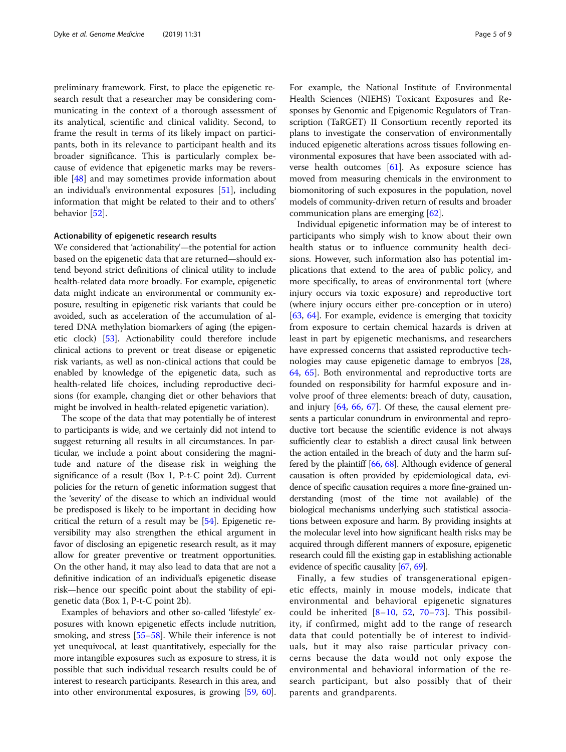preliminary framework. First, to place the epigenetic research result that a researcher may be considering communicating in the context of a thorough assessment of its analytical, scientific and clinical validity. Second, to frame the result in terms of its likely impact on participants, both in its relevance to participant health and its broader significance. This is particularly complex because of evidence that epigenetic marks may be reversible [48] and may sometimes provide information about an individual's environmental exposures [51], including information that might be related to their and to others' behavior [52].

#### Actionability of epigenetic research results

We considered that 'actionability'—the potential for action based on the epigenetic data that are returned—should extend beyond strict definitions of clinical utility to include health-related data more broadly. For example, epigenetic data might indicate an environmental or community exposure, resulting in epigenetic risk variants that could be avoided, such as acceleration of the accumulation of altered DNA methylation biomarkers of aging (the epigenetic clock) [53]. Actionability could therefore include clinical actions to prevent or treat disease or epigenetic risk variants, as well as non-clinical actions that could be enabled by knowledge of the epigenetic data, such as health-related life choices, including reproductive decisions (for example, changing diet or other behaviors that might be involved in health-related epigenetic variation).

The scope of the data that may potentially be of interest to participants is wide, and we certainly did not intend to suggest returning all results in all circumstances. In particular, we include a point about considering the magnitude and nature of the disease risk in weighing the significance of a result (Box 1, P-t-C point 2d). Current policies for the return of genetic information suggest that the 'severity' of the disease to which an individual would be predisposed is likely to be important in deciding how critical the return of a result may be [54]. Epigenetic reversibility may also strengthen the ethical argument in favor of disclosing an epigenetic research result, as it may allow for greater preventive or treatment opportunities. On the other hand, it may also lead to data that are not a definitive indication of an individual's epigenetic disease risk—hence our specific point about the stability of epigenetic data (Box 1, P-t-C point 2b).

Examples of behaviors and other so-called 'lifestyle' exposures with known epigenetic effects include nutrition, smoking, and stress [55–58]. While their inference is not yet unequivocal, at least quantitatively, especially for the more intangible exposures such as exposure to stress, it is possible that such individual research results could be of interest to research participants. Research in this area, and into other environmental exposures, is growing [59, 60]. For example, the National Institute of Environmental Health Sciences (NIEHS) Toxicant Exposures and Responses by Genomic and Epigenomic Regulators of Transcription (TaRGET) II Consortium recently reported its plans to investigate the conservation of environmentally induced epigenetic alterations across tissues following environmental exposures that have been associated with adverse health outcomes [61]. As exposure science has moved from measuring chemicals in the environment to biomonitoring of such exposures in the population, novel models of community-driven return of results and broader communication plans are emerging [62].

Individual epigenetic information may be of interest to participants who simply wish to know about their own health status or to influence community health decisions. However, such information also has potential implications that extend to the area of public policy, and more specifically, to areas of environmental tort (where injury occurs via toxic exposure) and reproductive tort (where injury occurs either pre-conception or in utero) [63, 64]. For example, evidence is emerging that toxicity from exposure to certain chemical hazards is driven at least in part by epigenetic mechanisms, and researchers have expressed concerns that assisted reproductive technologies may cause epigenetic damage to embryos [28, 64, 65]. Both environmental and reproductive torts are founded on responsibility for harmful exposure and involve proof of three elements: breach of duty, causation, and injury [64, 66, 67]. Of these, the causal element presents a particular conundrum in environmental and reproductive tort because the scientific evidence is not always sufficiently clear to establish a direct causal link between the action entailed in the breach of duty and the harm suffered by the plaintiff [66, 68]. Although evidence of general causation is often provided by epidemiological data, evidence of specific causation requires a more fine-grained understanding (most of the time not available) of the biological mechanisms underlying such statistical associations between exposure and harm. By providing insights at the molecular level into how significant health risks may be acquired through different manners of exposure, epigenetic research could fill the existing gap in establishing actionable evidence of specific causality [67, 69].

Finally, a few studies of transgenerational epigenetic effects, mainly in mouse models, indicate that environmental and behavioral epigenetic signatures could be inherited [8–10, 52, 70–73]. This possibility, if confirmed, might add to the range of research data that could potentially be of interest to individuals, but it may also raise particular privacy concerns because the data would not only expose the environmental and behavioral information of the research participant, but also possibly that of their parents and grandparents.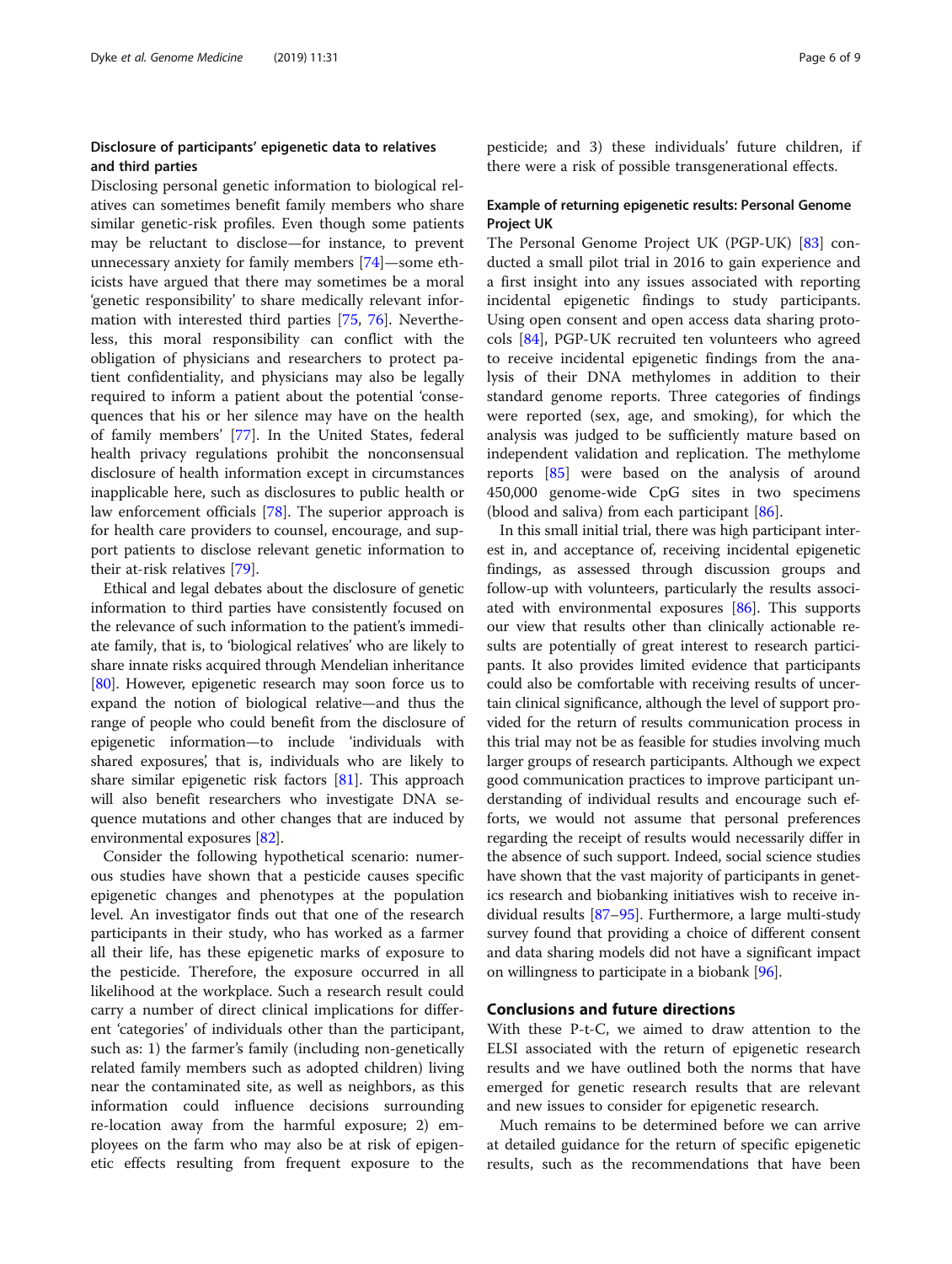### Disclosure of participants' epigenetic data to relatives and third parties

Disclosing personal genetic information to biological relatives can sometimes benefit family members who share similar genetic-risk profiles. Even though some patients may be reluctant to disclose—for instance, to prevent unnecessary anxiety for family members [74]—some ethicists have argued that there may sometimes be a moral 'genetic responsibility' to share medically relevant information with interested third parties [75, 76]. Nevertheless, this moral responsibility can conflict with the obligation of physicians and researchers to protect patient confidentiality, and physicians may also be legally required to inform a patient about the potential 'consequences that his or her silence may have on the health of family members' [77]. In the United States, federal health privacy regulations prohibit the nonconsensual disclosure of health information except in circumstances inapplicable here, such as disclosures to public health or law enforcement officials [78]. The superior approach is for health care providers to counsel, encourage, and support patients to disclose relevant genetic information to their at-risk relatives [79].

Ethical and legal debates about the disclosure of genetic information to third parties have consistently focused on the relevance of such information to the patient's immediate family, that is, to 'biological relatives' who are likely to share innate risks acquired through Mendelian inheritance [80]. However, epigenetic research may soon force us to expand the notion of biological relative—and thus the range of people who could benefit from the disclosure of epigenetic information—to include 'individuals with shared exposures', that is, individuals who are likely to share similar epigenetic risk factors [81]. This approach will also benefit researchers who investigate DNA sequence mutations and other changes that are induced by environmental exposures [82].

Consider the following hypothetical scenario: numerous studies have shown that a pesticide causes specific epigenetic changes and phenotypes at the population level. An investigator finds out that one of the research participants in their study, who has worked as a farmer all their life, has these epigenetic marks of exposure to the pesticide. Therefore, the exposure occurred in all likelihood at the workplace. Such a research result could carry a number of direct clinical implications for different 'categories' of individuals other than the participant, such as: 1) the farmer's family (including non-genetically related family members such as adopted children) living near the contaminated site, as well as neighbors, as this information could influence decisions surrounding re-location away from the harmful exposure; 2) employees on the farm who may also be at risk of epigenetic effects resulting from frequent exposure to the pesticide; and 3) these individuals' future children, if there were a risk of possible transgenerational effects.

### Example of returning epigenetic results: Personal Genome Project UK

The Personal Genome Project UK (PGP-UK) [83] conducted a small pilot trial in 2016 to gain experience and a first insight into any issues associated with reporting incidental epigenetic findings to study participants. Using open consent and open access data sharing protocols [84], PGP-UK recruited ten volunteers who agreed to receive incidental epigenetic findings from the analysis of their DNA methylomes in addition to their standard genome reports. Three categories of findings were reported (sex, age, and smoking), for which the analysis was judged to be sufficiently mature based on independent validation and replication. The methylome reports [85] were based on the analysis of around 450,000 genome-wide CpG sites in two specimens (blood and saliva) from each participant [86].

In this small initial trial, there was high participant interest in, and acceptance of, receiving incidental epigenetic findings, as assessed through discussion groups and follow-up with volunteers, particularly the results associated with environmental exposures [86]. This supports our view that results other than clinically actionable results are potentially of great interest to research participants. It also provides limited evidence that participants could also be comfortable with receiving results of uncertain clinical significance, although the level of support provided for the return of results communication process in this trial may not be as feasible for studies involving much larger groups of research participants. Although we expect good communication practices to improve participant understanding of individual results and encourage such efforts, we would not assume that personal preferences regarding the receipt of results would necessarily differ in the absence of such support. Indeed, social science studies have shown that the vast majority of participants in genetics research and biobanking initiatives wish to receive individual results [87–95]. Furthermore, a large multi-study survey found that providing a choice of different consent and data sharing models did not have a significant impact on willingness to participate in a biobank [96].

## Conclusions and future directions

With these P-t-C, we aimed to draw attention to the ELSI associated with the return of epigenetic research results and we have outlined both the norms that have emerged for genetic research results that are relevant and new issues to consider for epigenetic research.

Much remains to be determined before we can arrive at detailed guidance for the return of specific epigenetic results, such as the recommendations that have been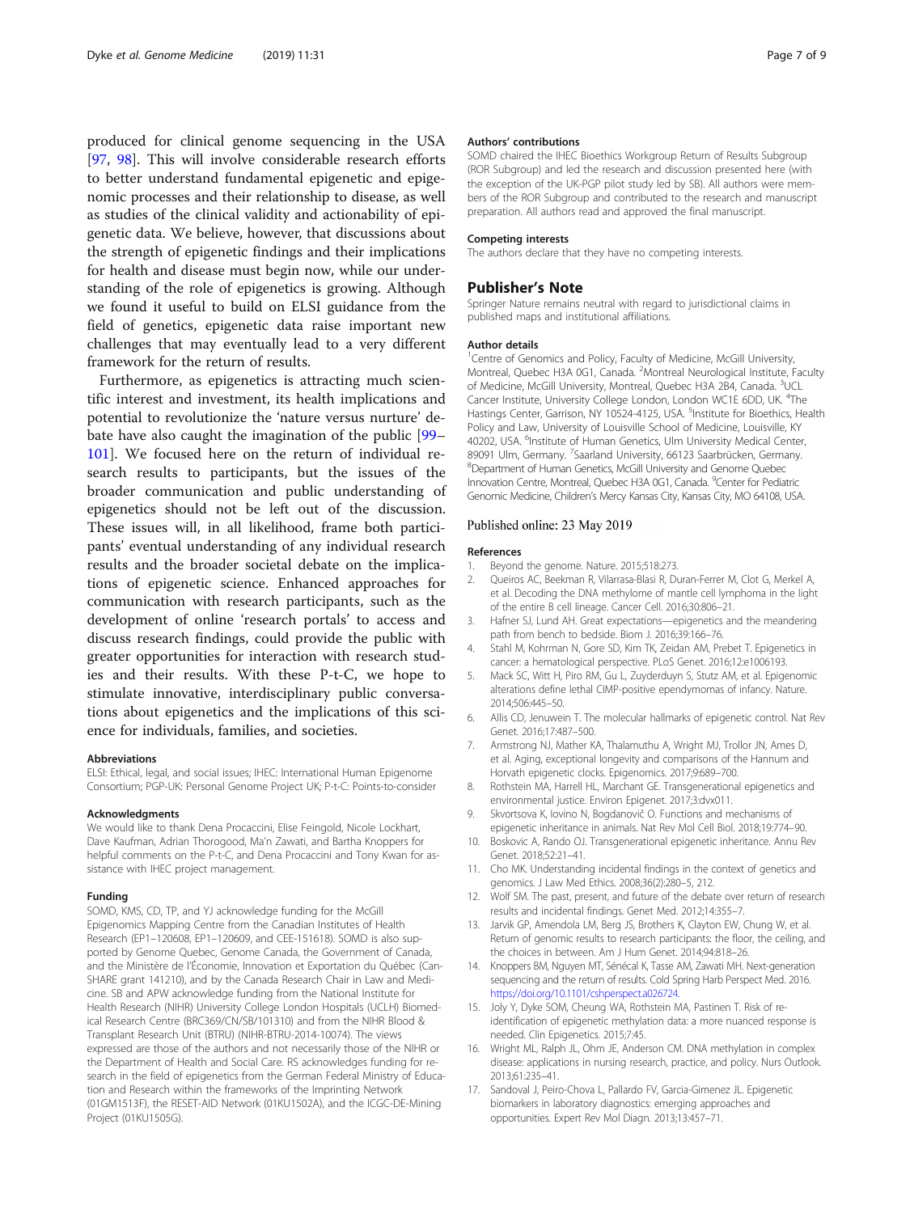produced for clinical genome sequencing in the USA [97, 98]. This will involve considerable research efforts to better understand fundamental epigenetic and epigenomic processes and their relationship to disease, as well as studies of the clinical validity and actionability of epigenetic data. We believe, however, that discussions about the strength of epigenetic findings and their implications for health and disease must begin now, while our understanding of the role of epigenetics is growing. Although we found it useful to build on ELSI guidance from the field of genetics, epigenetic data raise important new challenges that may eventually lead to a very different framework for the return of results.

Furthermore, as epigenetics is attracting much scientific interest and investment, its health implications and potential to revolutionize the 'nature versus nurture' debate have also caught the imagination of the public [99–101]. We focused here on the return of individual research results to participants, but the issues of the broader communication and public understanding of epigenetics should not be left out of the discussion. These issues will, in all likelihood, frame both participants' eventual understanding of any individual research results and the broader societal debate on the implications of epigenetic science. Enhanced approaches for communication with research participants, such as the development of online 'research portals' to access and discuss research findings, could provide the public with greater opportunities for interaction with research studies and their results. With these P-t-C, we hope to stimulate innovative, interdisciplinary public conversations about epigenetics and the implications of this science for individuals, families, and societies.

#### Abbreviations
ELSI: Ethical, legal, and social issues; IHEC: International Human Epigenome Consortium; PGP-UK: Personal Genome Project UK; P-t-C: Points-to-consider

#### Acknowledgments
We would like to thank Dena Procaccini, Elise Feingold, Nicole Lockhart, Dave Kaufman, Adrian Thorogood, Ma'n Zawati, and Bartha Knoppers for helpful comments on the P-t-C, and Dena Procaccini and Tony Kwan for assistance with IHEC project management.

#### Funding
SOMD, KMS, CD, TP, and YJ acknowledge funding for the McGill Epigenomics Mapping Centre from the Canadian Institutes of Health Research (EP1–120608, EP1–120609, and CEE-151618). SOMD is also supported by Genome Quebec, Genome Canada, the Government of Canada, and the Ministère de l'Économie, Innovation et Exportation du Québec (Can-SHARE grant 141210), and by the Canada Research Chair in Law and Medicine. SB and APW acknowledge funding from the National Institute for Health Research (NIHR) University College London Hospitals (UCLH) Biomedical Research Centre (BRC369/CN/SB/101310) and from the NIHR Blood & Transplant Research Unit (BTRU) (NIHR-BTRU-2014-10074). The views expressed are those of the authors and not necessarily those of the NIHR or the Department of Health and Social Care. RS acknowledges funding for research in the field of epigenetics from the German Federal Ministry of Education and Research within the frameworks of the Imprinting Network (01GM1513F), the RESET-AID Network (01KU1502A), and the ICGC-DE-Mining Project (01KU1505G).

#### Authors' contributions
SOMD chaired the IHEC Bioethics Workgroup Return of Results Subgroup (ROR Subgroup) and led the research and discussion presented here (with the exception of the UK-PGP pilot study led by SB). All authors were members of the ROR Subgroup and contributed to the research and manuscript preparation. All authors read and approved the final manuscript.

#### Competing interests
The authors declare that they have no competing interests.

## Publisher's Note
Springer Nature remains neutral with regard to jurisdictional claims in published maps and institutional affiliations.

#### Author details
[1]Centre of Genomics and Policy, Faculty of Medicine, McGill University, Montreal, Quebec H3A 0G1, Canada. [2]Montreal Neurological Institute, Faculty of Medicine, McGill University, Montreal, Quebec H3A 2B4, Canada. [3]UCL Cancer Institute, University College London, London WC1E 6DD, UK. [4]The Hastings Center, Garrison, NY 10524-4125, USA. [5]Institute for Bioethics, Health Policy and Law, University of Louisville School of Medicine, Louisville, KY 40202, USA. [6]Institute of Human Genetics, Ulm University Medical Center, 89091 Ulm, Germany. [7]Saarland University, 66123 Saarbrücken, Germany. [8]Department of Human Genetics, McGill University and Genome Quebec Innovation Centre, Montreal, Quebec H3A 0G1, Canada. [9]Center for Pediatric Genomic Medicine, Children's Mercy Kansas City, Kansas City, MO 64108, USA.

Published online: 23 May 2019

#### References
1. Beyond the genome. Nature. 2015;518:273.
2. Queiros AC, Beekman R, Vilarrasa-Blasi R, Duran-Ferrer M, Clot G, Merkel A, et al. Decoding the DNA methylome of mantle cell lymphoma in the light of the entire B cell lineage. Cancer Cell. 2016;30:806–21.
3. Hafner SJ, Lund AH. Great expectations—epigenetics and the meandering path from bench to bedside. Biom J. 2016;39:166–76.
4. Stahl M, Kohrman N, Gore SD, Kim TK, Zeidan AM, Prebet T. Epigenetics in cancer: a hematological perspective. PLoS Genet. 2016;12:e1006193.
5. Mack SC, Witt H, Piro RM, Gu L, Zuyderduyn S, Stutz AM, et al. Epigenomic alterations define lethal CIMP-positive ependymomas of infancy. Nature. 2014;506:445–50.
6. Allis CD, Jenuwein T. The molecular hallmarks of epigenetic control. Nat Rev Genet. 2016;17:487–500.
7. Armstrong NJ, Mather KA, Thalamuthu A, Wright MJ, Trollor JN, Ames D, et al. Aging, exceptional longevity and comparisons of the Hannum and Horvath epigenetic clocks. Epigenomics. 2017;9:689–700.
8. Rothstein MA, Harrell HL, Marchant GE. Transgenerational epigenetics and environmental justice. Environ Epigenet. 2017;3:dvx011.
9. Skvortsova K, Iovino N, Bogdanovič O. Functions and mechanisms of epigenetic inheritance in animals. Nat Rev Mol Cell Biol. 2018;19:774–90.
10. Boskovic A, Rando OJ. Transgenerational epigenetic inheritance. Annu Rev Genet. 2018;52:21–41.
11. Cho MK. Understanding incidental findings in the context of genetics and genomics. J Law Med Ethics. 2008;36(2):280–5, 212.
12. Wolf SM. The past, present, and future of the debate over return of research results and incidental findings. Genet Med. 2012;14:355–7.
13. Jarvik GP, Amendola LM, Berg JS, Brothers K, Clayton EW, Chung W, et al. Return of genomic results to research participants: the floor, the ceiling, and the choices in between. Am J Hum Genet. 2014;94:818–26.
14. Knoppers BM, Nguyen MT, Sénécal K, Tasse AM, Zawati MH. Next-generation sequencing and the return of results. Cold Spring Harb Perspect Med. 2016. https://doi.org/10.1101/cshperspect.a026724.
15. Joly Y, Dyke SOM, Cheung WA, Rothstein MA, Pastinen T. Risk of re-identification of epigenetic methylation data: a more nuanced response is needed. Clin Epigenetics. 2015;7:45.
16. Wright ML, Ralph JL, Ohm JE, Anderson CM. DNA methylation in complex disease: applications in nursing research, practice, and policy. Nurs Outlook. 2013;61:235–41.
17. Sandoval J, Peiro-Chova L, Pallardo FV, Garcia-Gimenez JL. Epigenetic biomarkers in laboratory diagnostics: emerging approaches and opportunities. Expert Rev Mol Diagn. 2013;13:457–71.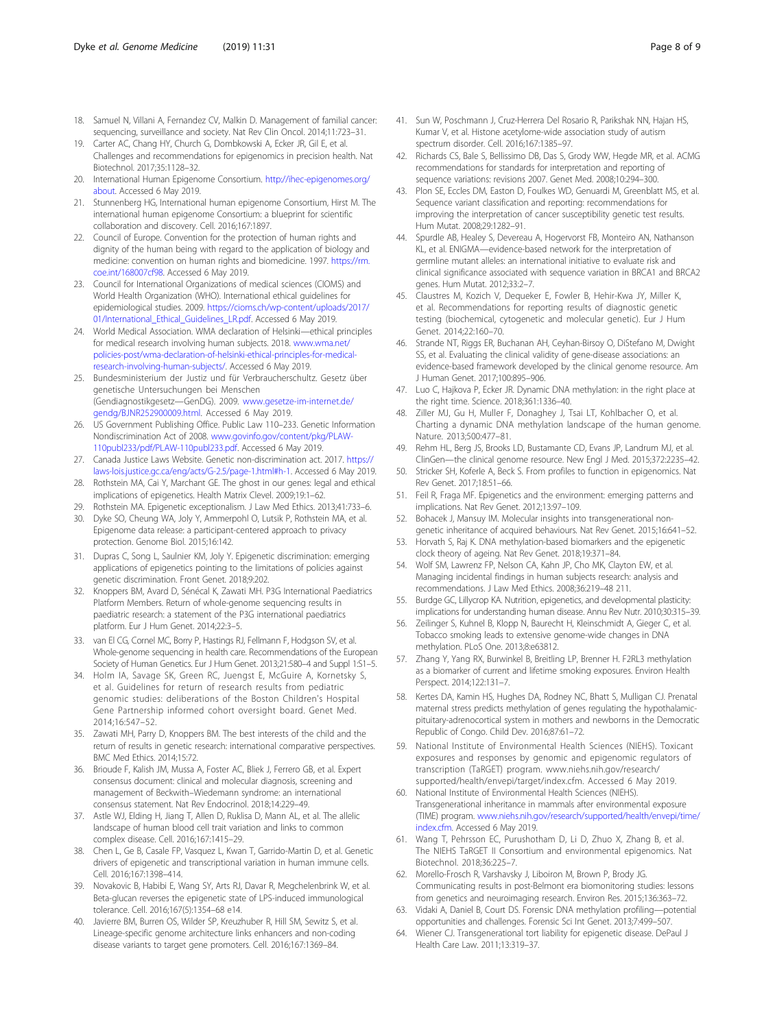18. Samuel N, Villani A, Fernandez CV, Malkin D. Management of familial cancer: sequencing, surveillance and society. Nat Rev Clin Oncol. 2014;11:723–31.
19. Carter AC, Chang HY, Church G, Dombkowski A, Ecker JR, Gil E, et al. Challenges and recommendations for epigenomics in precision health. Nat Biotechnol. 2017;35:1128–32.
20. International Human Epigenome Consortium. http://ihec-epigenomes.org/about. Accessed 6 May 2019.
21. Stunnenberg HG, International human epigenome Consortium, Hirst M. The international human epigenome Consortium: a blueprint for scientific collaboration and discovery. Cell. 2016;167:1897.
22. Council of Europe. Convention for the protection of human rights and dignity of the human being with regard to the application of biology and medicine: convention on human rights and biomedicine. 1997. https://rm.coe.int/168007cf98. Accessed 6 May 2019.
23. Council for International Organizations of medical sciences (CIOMS) and World Health Organization (WHO). International ethical guidelines for epidemiological studies. 2009. https://cioms.ch/wp-content/uploads/2017/01/International_Ethical_Guidelines_LR.pdf. Accessed 6 May 2019.
24. World Medical Association. WMA declaration of Helsinki—ethical principles for medical research involving human subjects. 2018. www.wma.net/policies-post/wma-declaration-of-helsinki-ethical-principles-for-medical-research-involving-human-subjects/. Accessed 6 May 2019.
25. Bundesministerium der Justiz und für Verbraucherschultz. Gesetz über genetische Untersuchungen bei Menschen (Gendiagnostikgesetz—GenDG). 2009. www.gesetze-im-internet.de/gendg/BJNR252900009.html. Accessed 6 May 2019.
26. US Government Publishing Office. Public Law 110–233. Genetic Information Nondiscrimination Act of 2008. www.govinfo.gov/content/pkg/PLAW-110publ233/pdf/PLAW-110publ233.pdf. Accessed 6 May 2019.
27. Canada Justice Laws Website. Genetic non-discrimination act. 2017. https://laws-lois.justice.gc.ca/eng/acts/G-2.5/page-1.html#h-1. Accessed 6 May 2019.
28. Rothstein MA, Cai Y, Marchant GE. The ghost in our genes: legal and ethical implications of epigenetics. Health Matrix Clevel. 2009;19:1–62.
29. Rothstein MA. Epigenetic exceptionalism. J Law Med Ethics. 2013;41:733–6.
30. Dyke SO, Cheung WA, Joly Y, Ammerpohl O, Lutsik P, Rothstein MA, et al. Epigenome data release: a participant-centered approach to privacy protection. Genome Biol. 2015;16:142.
31. Dupras C, Song L, Saulnier KM, Joly Y. Epigenetic discrimination: emerging applications of epigenetics pointing to the limitations of policies against genetic discrimination. Front Genet. 2018;9:202.
32. Knoppers BM, Avard D, Sénécal K, Zawati MH. P3G International Paediatrics Platform Members. Return of whole-genome sequencing results in paediatric research: a statement of the P3G international paediatrics platform. Eur J Hum Genet. 2014;22:3–5.
33. van El CG, Cornel MC, Borry P, Hastings RJ, Fellmann F, Hodgson SV, et al. Whole-genome sequencing in health care. Recommendations of the European Society of Human Genetics. Eur J Hum Genet. 2013;21:580–4 and Suppl 1:S1–5.
34. Holm IA, Savage SK, Green RC, Juengst E, McGuire A, Kornetsky S, et al. Guidelines for return of research results from pediatric genomic studies: deliberations of the Boston Children's Hospital Gene Partnership informed cohort oversight board. Genet Med. 2014;16:547–52.
35. Zawati MH, Parry D, Knoppers BM. The best interests of the child and the return of results in genetic research: international comparative perspectives. BMC Med Ethics. 2014;15:72.
36. Brioude F, Kalish JM, Mussa A, Foster AC, Bliek J, Ferrero GB, et al. Expert consensus document: clinical and molecular diagnosis, screening and management of Beckwith–Wiedemann syndrome: an international consensus statement. Nat Rev Endocrinol. 2018;14:229–49.
37. Astle WJ, Elding H, Jiang T, Allen D, Ruklisa D, Mann AL, et al. The allelic landscape of human blood cell trait variation and links to common complex disease. Cell. 2016;167:1415–29.
38. Chen L, Ge B, Casale FP, Vasquez L, Kwan T, Garrido-Martin D, et al. Genetic drivers of epigenetic and transcriptional variation in human immune cells. Cell. 2016;167:1398–414.
39. Novakovic B, Habibi E, Wang SY, Arts RJ, Davar R, Megchelenbrink W, et al. Beta-glucan reverses the epigenetic state of LPS-induced immunological tolerance. Cell. 2016;167(5):1354–68 e14.
40. Javierre BM, Burren OS, Wilder SP, Kreuzhuber R, Hill SM, Sewitz S, et al. Lineage-specific genome architecture links enhancers and non-coding disease variants to target gene promoters. Cell. 2016;167:1369–84.
41. Sun W, Poschmann J, Cruz-Herrera Del Rosario R, Parikshak NN, Hajan HS, Kumar V, et al. Histone acetylome-wide association study of autism spectrum disorder. Cell. 2016;167:1385–97.
42. Richards CS, Bale S, Bellissimo DB, Das S, Grody WW, Hegde MR, et al. ACMG recommendations for standards for interpretation and reporting of sequence variations: revisions 2007. Genet Med. 2008;10:294–300.
43. Plon SE, Eccles DM, Easton D, Foulkes WD, Genuardi M, Greenblatt MS, et al. Sequence variant classification and reporting: recommendations for improving the interpretation of cancer susceptibility genetic test results. Hum Mutat. 2008;29:1282–91.
44. Spurdle AB, Healey S, Devereau A, Hogervorst FB, Monteiro AN, Nathanson KL, et al. ENIGMA—evidence-based network for the interpretation of germline mutant alleles: an international initiative to evaluate risk and clinical significance associated with sequence variation in BRCA1 and BRCA2 genes. Hum Mutat. 2012;33:2–7.
45. Claustres M, Kozich V, Dequeker E, Fowler B, Hehir-Kwa JY, Miller K, et al. Recommendations for reporting results of diagnostic genetic testing (biochemical, cytogenetic and molecular genetic). Eur J Hum Genet. 2014;22:160–70.
46. Strande NT, Riggs ER, Buchanan AH, Ceyhan-Birsoy O, DiStefano M, Dwight SS, et al. Evaluating the clinical validity of gene-disease associations: an evidence-based framework developed by the clinical genome resource. Am J Human Genet. 2017;100:895–906.
47. Luo C, Hajkova P, Ecker JR. Dynamic DNA methylation: in the right place at the right time. Science. 2018;361:1336–40.
48. Ziller MJ, Gu H, Muller F, Donaghey J, Tsai LT, Kohlbacher O, et al. Charting a dynamic DNA methylation landscape of the human genome. Nature. 2013;500:477–81.
49. Rehm HL, Berg JS, Brooks LD, Bustamante CD, Evans JP, Landrum MJ, et al. ClinGen—the clinical genome resource. New Engl J Med. 2015;372:2235–42.
50. Stricker SH, Koferle A, Beck S. From profiles to function in epigenomics. Nat Rev Genet. 2017;18:51–66.
51. Feil R, Fraga MF. Epigenetics and the environment: emerging patterns and implications. Nat Rev Genet. 2012;13:97–109.
52. Bohacek J, Mansuy IM. Molecular insights into transgenerational non-genetic inheritance of acquired behaviours. Nat Rev Genet. 2015;16:641–52.
53. Horvath S, Raj K. DNA methylation-based biomarkers and the epigenetic clock theory of ageing. Nat Rev Genet. 2018;19:371–84.
54. Wolf SM, Lawrenz FP, Nelson CA, Kahn JP, Cho MK, Clayton EW, et al. Managing incidental findings in human subjects research: analysis and recommendations. J Law Med Ethics. 2008;36:219–48 211.
55. Burdge GC, Lillycrop KA. Nutrition, epigenetics, and developmental plasticity: implications for understanding human disease. Annu Rev Nutr. 2010;30:315–39.
56. Zeilinger S, Kuhnel B, Klopp N, Baurecht H, Kleinschmidt A, Gieger C, et al. Tobacco smoking leads to extensive genome-wide changes in DNA methylation. PLoS One. 2013;8:e63812.
57. Zhang Y, Yang RX, Burwinkel B, Breitling LP, Brenner H. F2RL3 methylation as a biomarker of current and lifetime smoking exposures. Environ Health Perspect. 2014;122:131–7.
58. Kertes DA, Kamin HS, Hughes DA, Rodney NC, Bhatt S, Mulligan CJ. Prenatal maternal stress predicts methylation of genes regulating the hypothalamic-pituitary-adrenocortical system in mothers and newborns in the Democratic Republic of Congo. Child Dev. 2016;87:61–72.
59. National Institute of Environmental Health Sciences (NIEHS). Toxicant exposures and responses by genomic and epigenomic regulators of transcription (TaRGET) program. www.niehs.nih.gov/research/supported/health/envepi/target/index.cfm. Accessed 6 May 2019.
60. National Institute of Environmental Health Sciences (NIEHS). Transgenerational inheritance in mammals after environmental exposure (TIME) program. www.niehs.nih.gov/research/supported/health/envepi/time/index.cfm. Accessed 6 May 2019.
61. Wang T, Pehrsson EC, Purushotham D, Li D, Zhuo X, Zhang B, et al. The NIEHS TaRGET II Consortium and environmental epigenomics. Nat Biotechnol. 2018;36:225–7.
62. Morello-Frosch R, Varshavsky J, Liboiron M, Brown P, Brody JG. Communicating results in post-Belmont era biomonitoring studies: lessons from genetics and neuroimaging research. Environ Res. 2015;136:363–72.
63. Vidaki A, Daniel B, Court DS. Forensic DNA methylation profiling—potential opportunities and challenges. Forensic Sci Int Genet. 2013;7:499–507.
64. Wiener CJ. Transgenerational tort liability for epigenetic disease. DePaul J Health Care Law. 2011;13:319–37.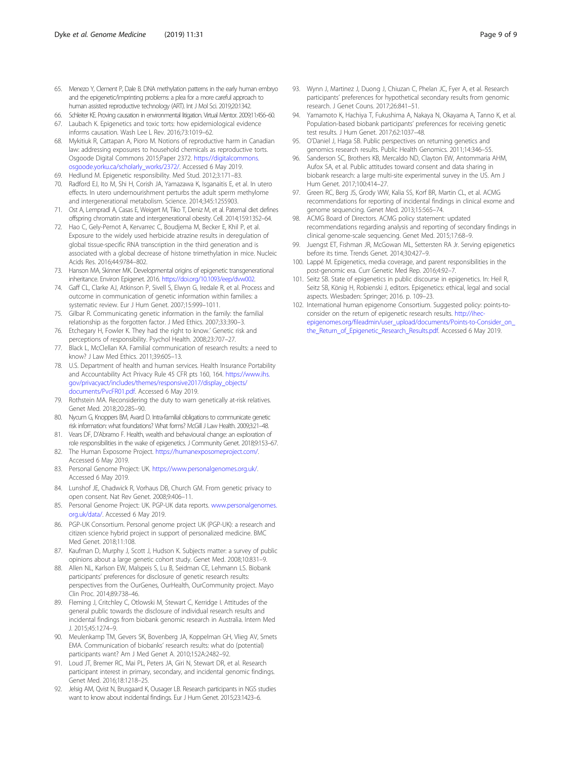65. Menezo Y, Clement P, Dale B. DNA methylation patterns in the early human embryo and the epigenetic/imprinting problems: a plea for a more careful approach to human assisted reproductive technology (ART). Int J Mol Sci. 2019;20:1342.
66. Schleiter KE. Proving causation in environmental litigation. Virtual Mentor. 2009;11:456–60.
67. Laubach K. Epigenetics and toxic torts: how epidemiological evidence informs causation. Wash Lee L Rev. 2016;73:1019–62.
68. Mykitiuk R, Cattapan A, Pioro M. Notions of reproductive harm in Canadian law: addressing exposures to household chemicals as reproductive torts. Osgoode Digital Commons 2015;Paper 2372. https://digitalcommons.osgoode.yorku.ca/scholarly_works/2372/. Accessed 6 May 2019.
69. Hedlund M. Epigenetic responsibility. Med Stud. 2012;3:171–83.
70. Radford EJ, Ito M, Shi H, Corish JA, Yamazawa K, Isganaitis E, et al. In utero effects. In utero undernourishment perturbs the adult sperm methylome and intergenerational metabolism. Science. 2014;345:1255903.
71. Ost A, Lempradl A, Casas E, Weigert M, Tiko T, Deniz M, et al. Paternal diet defines offspring chromatin state and intergenerational obesity. Cell. 2014;159:1352–64.
72. Hao C, Gely-Pernot A, Kervarrec C, Boudjema M, Becker E, Khil P, et al. Exposure to the widely used herbicide atrazine results in deregulation of global tissue-specific RNA transcription in the third generation and is associated with a global decrease of histone trimethylation in mice. Nucleic Acids Res. 2016;44:9784–802.
73. Hanson MA, Skinner MK. Developmental origins of epigenetic transgenerational inheritance. Environ Epigenet. 2016. https://doi.org/10.1093/eep/dvw002.
74. Gaff CL, Clarke AJ, Atkinson P, Sivell S, Elwyn G, Iredale R, et al. Process and outcome in communication of genetic information within families: a systematic review. Eur J Hum Genet. 2007;15:999–1011.
75. Gilbar R. Communicating genetic information in the family: the familial relationship as the forgotten factor. J Med Ethics. 2007;33:390–3.
76. Etchegary H, Fowler K. They had the right to know.' Genetic risk and perceptions of responsibility. Psychol Health. 2008;23:707–27.
77. Black L, McClellan KA. Familial communication of research results: a need to know? J Law Med Ethics. 2011;39:605–13.
78. U.S. Department of health and human services. Health Insurance Portability and Accountability Act Privacy Rule 45 CFR pts 160, 164. https://www.ihs.gov/privacyact/includes/themes/responsive2017/display_objects/documents/PvcFR01.pdf. Accessed 6 May 2019.
79. Rothstein MA. Reconsidering the duty to warn genetically at-risk relatives. Genet Med. 2018;20:285–90.
80. Nycum G, Knoppers BM, Avard D. Intra-familial obligations to communicate genetic risk information: what foundations? What forms? McGill J Law Health. 2009;3:21–48.
81. Vears DF, D'Abramo F. Health, wealth and behavioural change: an exploration of role responsibilities in the wake of epigenetics. J Community Genet. 2018;9:153–67.
82. The Human Exposome Project. https://humanexposomeproject.com/. Accessed 6 May 2019.
83. Personal Genome Project: UK. https://www.personalgenomes.org.uk/. Accessed 6 May 2019.
84. Lunshof JE, Chadwick R, Vorhaus DB, Church GM. From genetic privacy to open consent. Nat Rev Genet. 2008;9:406–11.
85. Personal Genome Project: UK. PGP-UK data reports. www.personalgenomes.org.uk/data/. Accessed 6 May 2019.
86. PGP-UK Consortium. Personal genome project UK (PGP-UK): a research and citizen science hybrid project in support of personalized medicine. BMC Med Genet. 2018;11:108.
87. Kaufman D, Murphy J, Scott J, Hudson K. Subjects matter: a survey of public opinions about a large genetic cohort study. Genet Med. 2008;10:831–9.
88. Allen NL, Karlson EW, Malspeis S, Lu B, Seidman CE, Lehmann LS. Biobank participants' preferences for disclosure of genetic research results: perspectives from the OurGenes, OurHealth, OurCommunity project. Mayo Clin Proc. 2014;89:738–46.
89. Fleming J, Critchley C, Otlowski M, Stewart C, Kerridge I. Attitudes of the general public towards the disclosure of individual research results and incidental findings from biobank genomic research in Australia. Intern Med J. 2015;45:1274–9.
90. Meulenkamp TM, Gevers SK, Bovenberg JA, Koppelman GH, Vlieg AV, Smets EMA. Communication of biobanks' research results: what do (potential) participants want? Am J Med Genet A. 2010;152A:2482–92.
91. Loud JT, Bremer RC, Mai PL, Peters JA, Giri N, Stewart DR, et al. Research participant interest in primary, secondary, and incidental genomic findings. Genet Med. 2016;18:1218–25.
92. Jelsig AM, Qvist N, Brusgaard K, Ousager LB. Research participants in NGS studies want to know about incidental findings. Eur J Hum Genet. 2015;23:1423–6.
93. Wynn J, Martinez J, Duong J, Chiuzan C, Phelan JC, Fyer A, et al. Research participants' preferences for hypothetical secondary results from genomic research. J Genet Couns. 2017;26:841–51.
94. Yamamoto K, Hachiya T, Fukushima A, Nakaya N, Okayama A, Tanno K, et al. Population-based biobank participants' preferences for receiving genetic test results. J Hum Genet. 2017;62:1037–48.
95. O'Daniel J, Haga SB. Public perspectives on returning genetics and genomics research results. Public Health Genomics. 2011;14:346–55.
96. Sanderson SC, Brothers KB, Mercaldo ND, Clayton EW, Antommaria AHM, Aufox SA, et al. Public attitudes toward consent and data sharing in biobank research: a large multi-site experimental survey in the US. Am J Hum Genet. 2017;100:414–27.
97. Green RC, Berg JS, Grody WW, Kalia SS, Korf BR, Martin CL, et al. ACMG recommendations for reporting of incidental findings in clinical exome and genome sequencing. Genet Med. 2013;15:565–74.
98. ACMG Board of Directors. ACMG policy statement: updated recommendations regarding analysis and reporting of secondary findings in clinical genome-scale sequencing. Genet Med. 2015;17:68–9.
99. Juengst ET, Fishman JR, McGowan ML, Settersten RA Jr. Serving epigenetics before its time. Trends Genet. 2014;30:427–9.
100. Lappé M. Epigenetics, media coverage, and parent responsibilities in the post-genomic era. Curr Genetic Med Rep. 2016;4:92–7.
101. Seitz SB. State of epigenetics in public discourse in epigenetics. In: Heil R, Seitz SB, König H, Robienski J, editors. Epigenetics: ethical, legal and social aspects. Wiesbaden: Springer; 2016. p. 109–23.
102. International human epigenome Consortium. Suggested policy: points-to-consider on the return of epigenetic research results. http://ihec-epigenomes.org/fileadmin/user_upload/documents/Points-to-Consider_on_the_Return_of_Epigenetic_Research_Results.pdf. Accessed 6 May 2019.